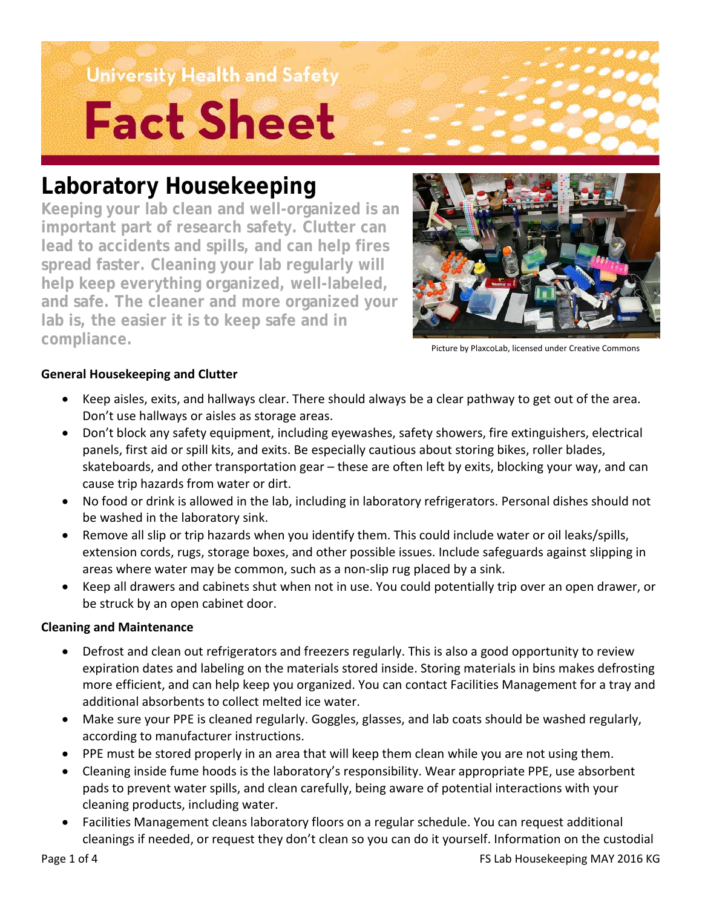University Health and Safety

# Fact Sheet

## Laboratory Housekeeping

**Keeping your lab clean and well-organized is an important part of research safety. Clutter can lead to accidents and spills, and can help fires spread faster. Cleaning your lab regularly will help keep everything organized, well-labeled, and safe. The cleaner and more organized your lab is, the easier it is to keep safe and in compliance.**

Picture by PlaxcoLab, licensed under Creative Commons

**General Housekeeping and Clutter**

- Keep aisles, exits, and hallways clear. There should always be a clear pathway to get out of the area. Don't use hallways or aisles as storage areas.
- Don't block any safety equipment, including eyewashes, safety showers, fire extinguishers, electrical panels, first aid or spill kits, and exits. Be especially cautious about storing bikes, roller blades, skateboards, and other transportation gear – these are often left by exits, blocking your way, and can cause trip hazards from water or dirt.
- No food or drink is allowed in the lab, including in laboratory refrigerators. Personal dishes should not be washed in the laboratory sink.
- Remove all slip or trip hazards when you identify them. This could include water or oil leaks/spills, extension cords, rugs, storage boxes, and other possible issues. Include safeguards against slipping in areas where water may be common, such as a non-slip rug placed by a sink.
- Keep all drawers and cabinets shut when not in use. You could potentially trip over an open drawer, or be struck by an open cabinet door.

**Cleaning and Maintenance**

- Defrost and clean out refrigerators and freezers regularly. This is also a good opportunity to review expiration dates and labeling on the materials stored inside. Storing materials in bins makes defrosting more efficient, and can help keep you organized. You can contact Facilities Management for a tray and additional absorbents to collect melted ice water.
- Make sure your PPE is cleaned regularly. Goggles, glasses, and lab coats should be washed regularly, according to manufacturer instructions.
- PPE must be stored properly in an area that will keep them clean while you are not using them.
- Cleaning inside fume hoods is the laboratory's responsibility. Wear appropriate PPE, use absorbent pads to prevent water spills, and clean carefully, being aware of potential interactions with your cleaning products, including water.
- Facilities Management cleans laboratory floors on a regular schedule. You can request additional cleanings if needed, or request they don't clean so you can do it yourself. Information on the custodial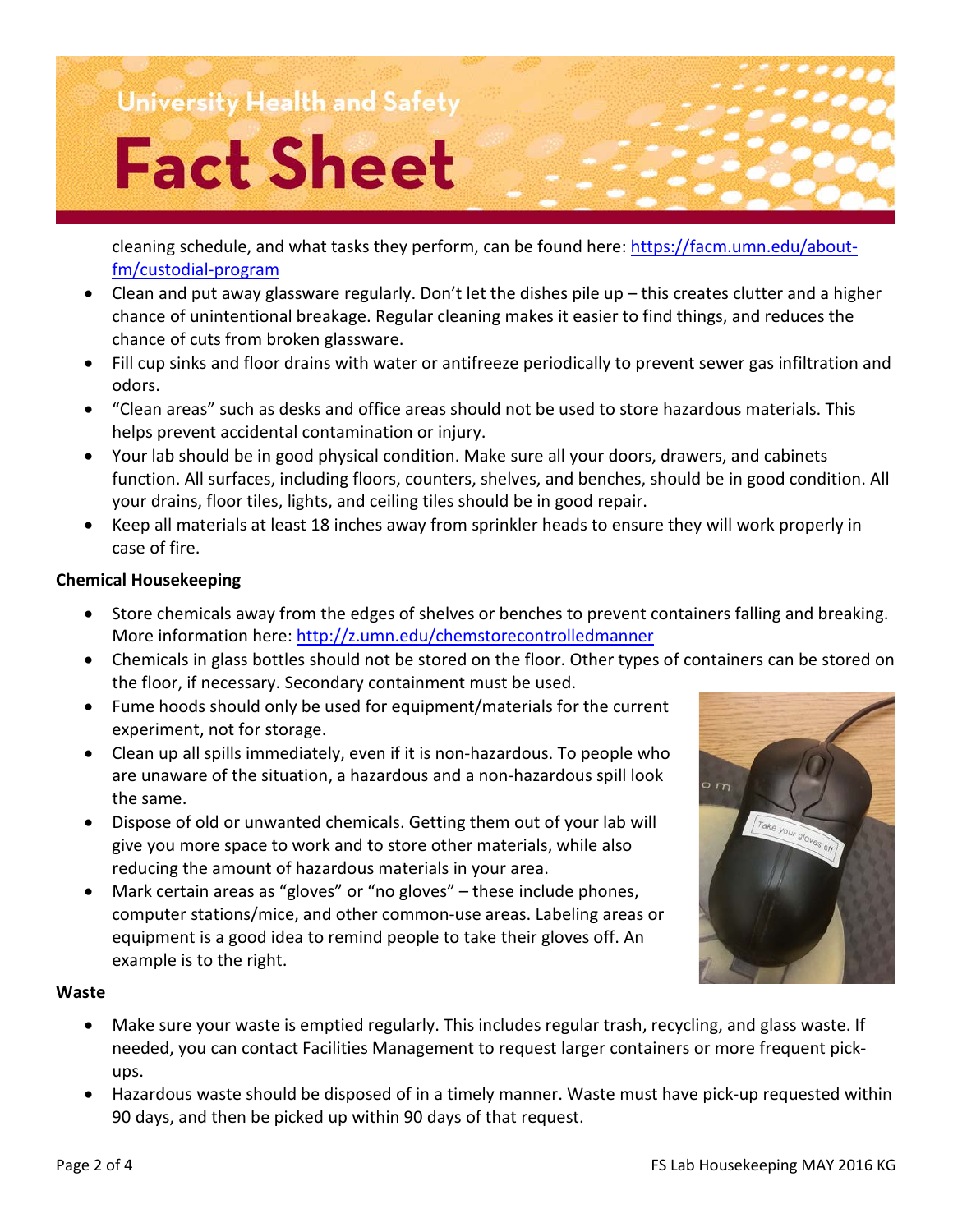cleaning schedule, and what tasks they perform, can be found here: [https://facm.umn.edu/about-fm/custodial-program](https://facm.umn.edu/about-fm/custodial-program)

- Clean and put away glassware regularly. Don't let the dishes pile up – this creates clutter and a higher chance of unintentional breakage. Regular cleaning makes it easier to find things, and reduces the chance of cuts from broken glassware.
- Fill cup sinks and floor drains with water or antifreeze periodically to prevent sewer gas infiltration and odors.
- "Clean areas" such as desks and office areas should not be used to store hazardous materials. This helps prevent accidental contamination or injury.
- Your lab should be in good physical condition. Make sure all your doors, drawers, and cabinets function. All surfaces, including floors, counters, shelves, and benches, should be in good condition. All your drains, floor tiles, lights, and ceiling tiles should be in good repair.
- Keep all materials at least 18 inches away from sprinkler heads to ensure they will work properly in case of fire.

**Chemical Housekeeping**

- Store chemicals away from the edges of shelves or benches to prevent containers falling and breaking. More information here: [http://z.umn.edu/chemstorecontrolledmanner](http://z.umn.edu/chemstorecontrolledmanner)
- Chemicals in glass bottles should not be stored on the floor. Other types of containers can be stored on the floor, if necessary. Secondary containment must be used.
- Fume hoods should only be used for equipment/materials for the current experiment, not for storage.
- Clean up all spills immediately, even if it is non-hazardous. To people who are unaware of the situation, a hazardous and a non-hazardous spill look the same.
- Dispose of old or unwanted chemicals. Getting them out of your lab will give you more space to work and to store other materials, while also reducing the amount of hazardous materials in your area.
- Mark certain areas as "gloves" or "no gloves" – these include phones, computer stations/mice, and other common-use areas. Labeling areas or equipment is a good idea to remind people to take their gloves off. An example is to the right.

**Waste**

- Make sure your waste is emptied regularly. This includes regular trash, recycling, and glass waste. If needed, you can contact Facilities Management to request larger containers or more frequent pick-ups.
- Hazardous waste should be disposed of in a timely manner. Waste must have pick-up requested within 90 days, and then be picked up within 90 days of that request.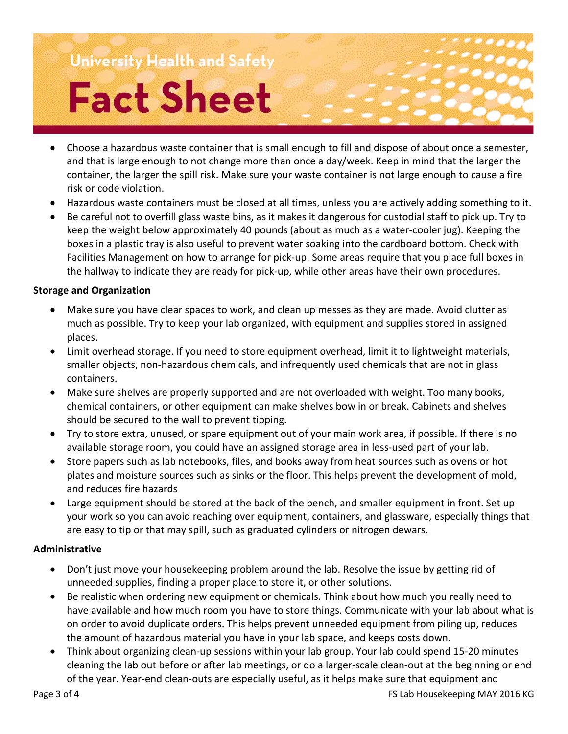- Choose a hazardous waste container that is small enough to fill and dispose of about once a semester, and that is large enough to not change more than once a day/week. Keep in mind that the larger the container, the larger the spill risk. Make sure your waste container is not large enough to cause a fire risk or code violation.
- Hazardous waste containers must be closed at all times, unless you are actively adding something to it.
- Be careful not to overfill glass waste bins, as it makes it dangerous for custodial staff to pick up. Try to keep the weight below approximately 40 pounds (about as much as a water-cooler jug). Keeping the boxes in a plastic tray is also useful to prevent water soaking into the cardboard bottom. Check with Facilities Management on how to arrange for pick-up. Some areas require that you place full boxes in the hallway to indicate they are ready for pick-up, while other areas have their own procedures.

**Storage and Organization**

- Make sure you have clear spaces to work, and clean up messes as they are made. Avoid clutter as much as possible. Try to keep your lab organized, with equipment and supplies stored in assigned places.
- Limit overhead storage. If you need to store equipment overhead, limit it to lightweight materials, smaller objects, non-hazardous chemicals, and infrequently used chemicals that are not in glass containers.
- Make sure shelves are properly supported and are not overloaded with weight. Too many books, chemical containers, or other equipment can make shelves bow in or break. Cabinets and shelves should be secured to the wall to prevent tipping.
- Try to store extra, unused, or spare equipment out of your main work area, if possible. If there is no available storage room, you could have an assigned storage area in less-used part of your lab.
- Store papers such as lab notebooks, files, and books away from heat sources such as ovens or hot plates and moisture sources such as sinks or the floor. This helps prevent the development of mold, and reduces fire hazards
- Large equipment should be stored at the back of the bench, and smaller equipment in front. Set up your work so you can avoid reaching over equipment, containers, and glassware, especially things that are easy to tip or that may spill, such as graduated cylinders or nitrogen dewars.

**Administrative**

- Don't just move your housekeeping problem around the lab. Resolve the issue by getting rid of unneeded supplies, finding a proper place to store it, or other solutions.
- Be realistic when ordering new equipment or chemicals. Think about how much you really need to have available and how much room you have to store things. Communicate with your lab about what is on order to avoid duplicate orders. This helps prevent unneeded equipment from piling up, reduces the amount of hazardous material you have in your lab space, and keeps costs down.
- Think about organizing clean-up sessions within your lab group. Your lab could spend 15-20 minutes cleaning the lab out before or after lab meetings, or do a larger-scale clean-out at the beginning or end of the year. Year-end clean-outs are especially useful, as it helps make sure that equipment and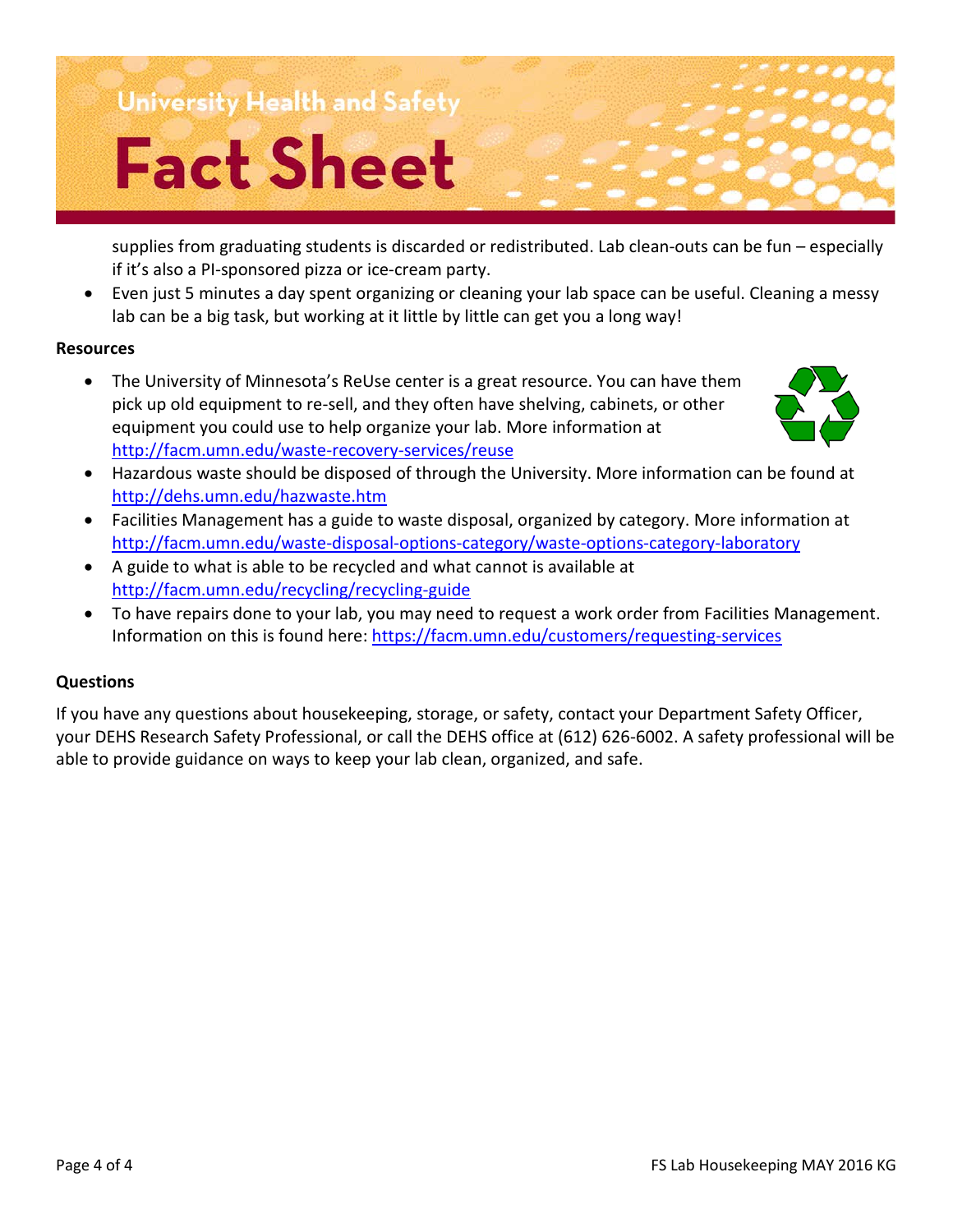supplies from graduating students is discarded or redistributed. Lab clean-outs can be fun – especially if it's also a PI-sponsored pizza or ice-cream party.

- Even just 5 minutes a day spent organizing or cleaning your lab space can be useful. Cleaning a messy lab can be a big task, but working at it little by little can get you a long way!

**Resources**

- The University of Minnesota's ReUse center is a great resource. You can have them pick up old equipment to re-sell, and they often have shelving, cabinets, or other equipment you could use to help organize your lab. More information at http://facm.umn.edu/waste-recovery-services/reuse
- Hazardous waste should be disposed of through the University. More information can be found at http://dehs.umn.edu/hazwaste.htm
- Facilities Management has a guide to waste disposal, organized by category. More information at http://facm.umn.edu/waste-disposal-options-category/waste-options-category-laboratory
- A guide to what is able to be recycled and what cannot is available at http://facm.umn.edu/recycling/recycling-guide
- To have repairs done to your lab, you may need to request a work order from Facilities Management. Information on this is found here: https://facm.umn.edu/customers/requesting-services

**Questions**

If you have any questions about housekeeping, storage, or safety, contact your Department Safety Officer, your DEHS Research Safety Professional, or call the DEHS office at (612) 626-6002. A safety professional will be able to provide guidance on ways to keep your lab clean, organized, and safe.